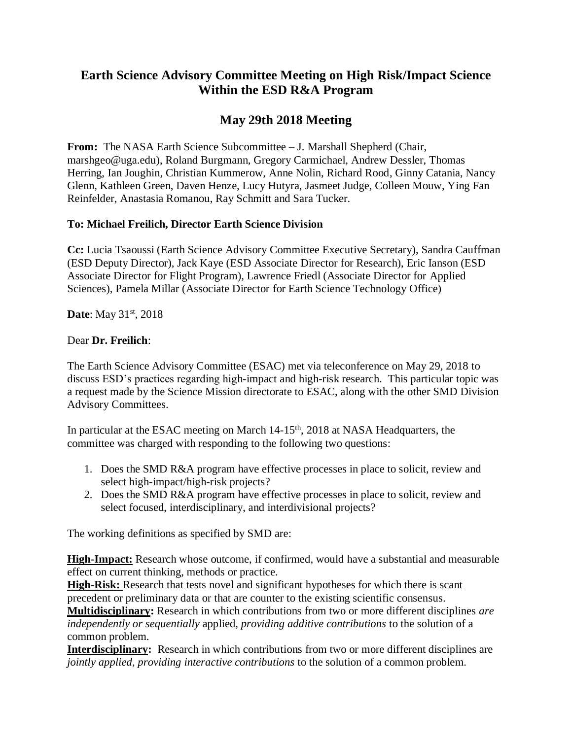# Earth Science Advisory Committee Meeting on High Risk/Impact Science Within the ESD R&A Program

## May 29th 2018 Meeting

**From:** The NASA Earth Science Subcommittee – J. Marshall Shepherd (Chair, marshgeo@uga.edu), Roland Burgmann, Gregory Carmichael, Andrew Dessler, Thomas Herring, Ian Joughin, Christian Kummerow, Anne Nolin, Richard Rood, Ginny Catania, Nancy Glenn, Kathleen Green, Daven Henze, Lucy Hutyra, Jasmeet Judge, Colleen Mouw, Ying Fan Reinfelder, Anastasia Romanou, Ray Schmitt and Sara Tucker.

**To: Michael Freilich, Director Earth Science Division**

**Cc:** Lucia Tsaoussi (Earth Science Advisory Committee Executive Secretary), Sandra Cauffman (ESD Deputy Director), Jack Kaye (ESD Associate Director for Research), Eric Ianson (ESD Associate Director for Flight Program), Lawrence Friedl (Associate Director for Applied Sciences), Pamela Millar (Associate Director for Earth Science Technology Office)

**Date**: May 31st, 2018

Dear **Dr. Freilich**:

The Earth Science Advisory Committee (ESAC) met via teleconference on May 29, 2018 to discuss ESD's practices regarding high-impact and high-risk research. This particular topic was a request made by the Science Mission directorate to ESAC, along with the other SMD Division Advisory Committees.

In particular at the ESAC meeting on March 14-15th, 2018 at NASA Headquarters, the committee was charged with responding to the following two questions:

1. Does the SMD R&A program have effective processes in place to solicit, review and select high-impact/high-risk projects?
2. Does the SMD R&A program have effective processes in place to solicit, review and select focused, interdisciplinary, and interdivisional projects?

The working definitions as specified by SMD are:

**High-Impact:** Research whose outcome, if confirmed, would have a substantial and measurable effect on current thinking, methods or practice.
**High-Risk:** Research that tests novel and significant hypotheses for which there is scant precedent or preliminary data or that are counter to the existing scientific consensus.
**Multidisciplinary:** Research in which contributions from two or more different disciplines *are independently or sequentially* applied, *providing additive contributions* to the solution of a common problem.
**Interdisciplinary:** Research in which contributions from two or more different disciplines are *jointly applied, providing interactive contributions* to the solution of a common problem.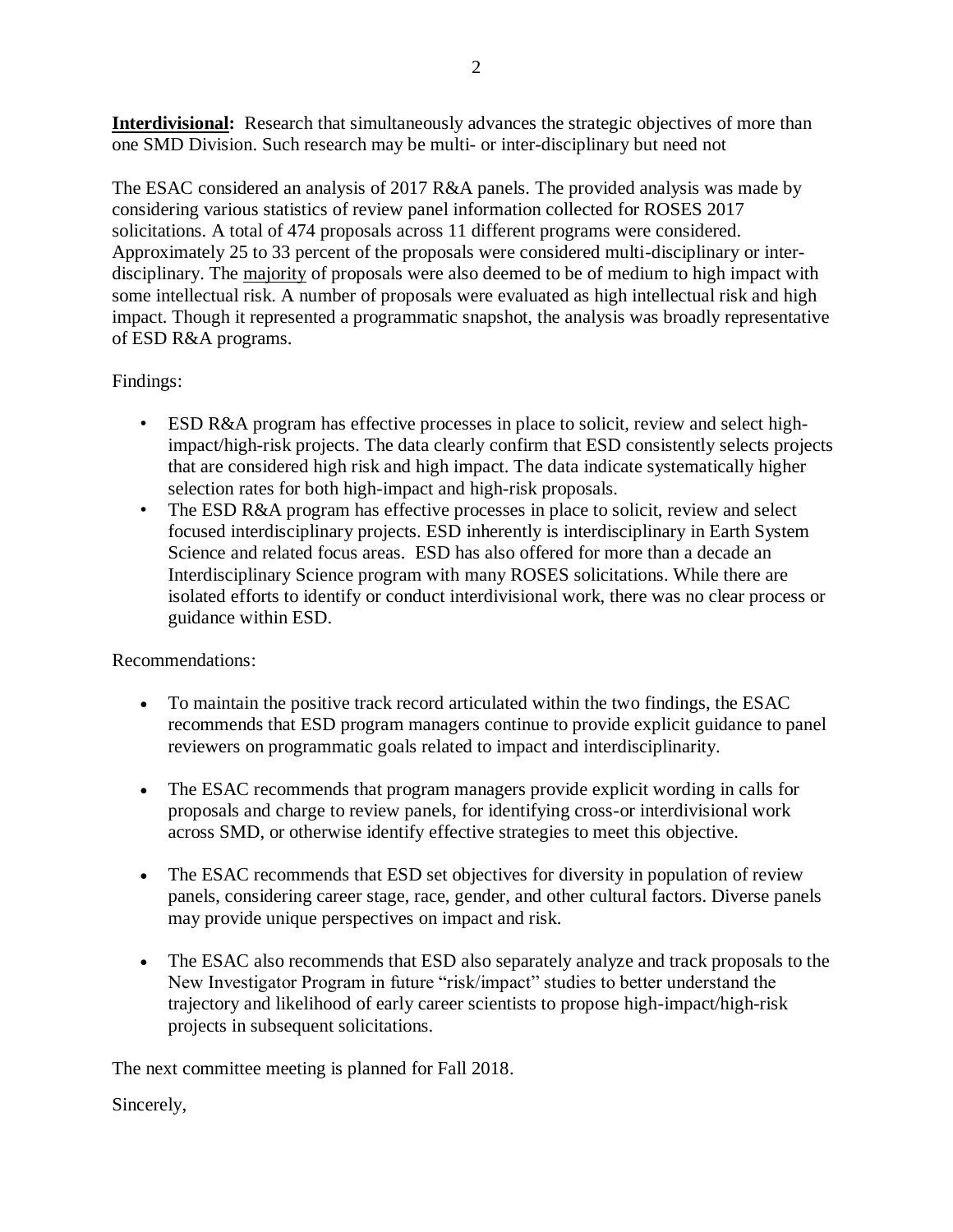**<u>Interdivisional</u>:** Research that simultaneously advances the strategic objectives of more than one SMD Division. Such research may be multi- or inter-disciplinary but need not

The ESAC considered an analysis of 2017 R&A panels. The provided analysis was made by considering various statistics of review panel information collected for ROSES 2017 solicitations. A total of 474 proposals across 11 different programs were considered. Approximately 25 to 33 percent of the proposals were considered multi-disciplinary or inter-disciplinary. The <u>majority</u> of proposals were also deemed to be of medium to high impact with some intellectual risk. A number of proposals were evaluated as high intellectual risk and high impact. Though it represented a programmatic snapshot, the analysis was broadly representative of ESD R&A programs.

Findings:

- ESD R&A program has effective processes in place to solicit, review and select high-impact/high-risk projects. The data clearly confirm that ESD consistently selects projects that are considered high risk and high impact. The data indicate systematically higher selection rates for both high-impact and high-risk proposals.
- The ESD R&A program has effective processes in place to solicit, review and select focused interdisciplinary projects. ESD inherently is interdisciplinary in Earth System Science and related focus areas. ESD has also offered for more than a decade an Interdisciplinary Science program with many ROSES solicitations. While there are isolated efforts to identify or conduct interdivisional work, there was no clear process or guidance within ESD.

Recommendations:

- To maintain the positive track record articulated within the two findings, the ESAC recommends that ESD program managers continue to provide explicit guidance to panel reviewers on programmatic goals related to impact and interdisciplinarity.
- The ESAC recommends that program managers provide explicit wording in calls for proposals and charge to review panels, for identifying cross-or interdivisional work across SMD, or otherwise identify effective strategies to meet this objective.
- The ESAC recommends that ESD set objectives for diversity in population of review panels, considering career stage, race, gender, and other cultural factors. Diverse panels may provide unique perspectives on impact and risk.
- The ESAC also recommends that ESD also separately analyze and track proposals to the New Investigator Program in future "risk/impact" studies to better understand the trajectory and likelihood of early career scientists to propose high-impact/high-risk projects in subsequent solicitations.

The next committee meeting is planned for Fall 2018.

Sincerely,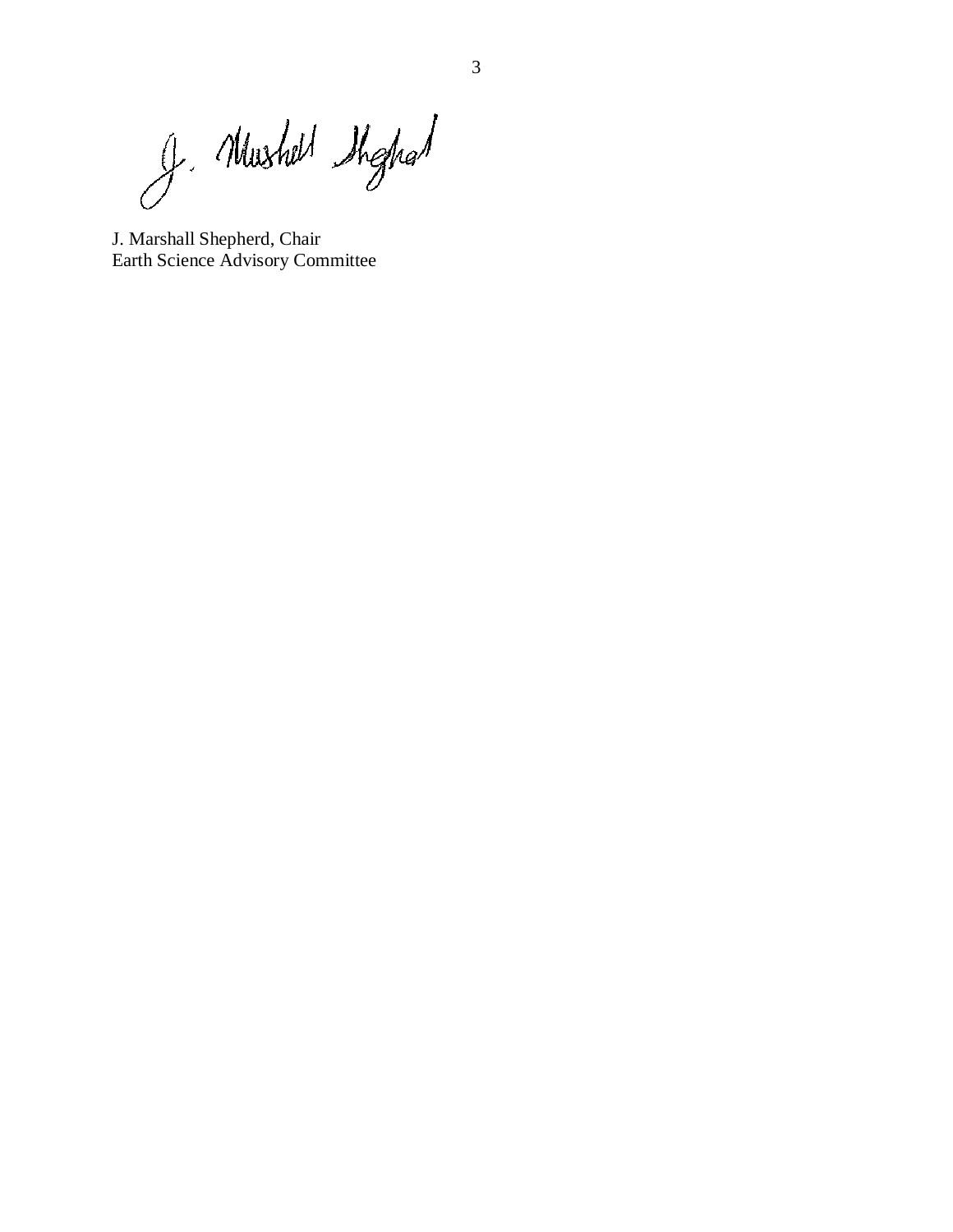J. Marshall Shepherd, Chair
Earth Science Advisory Committee